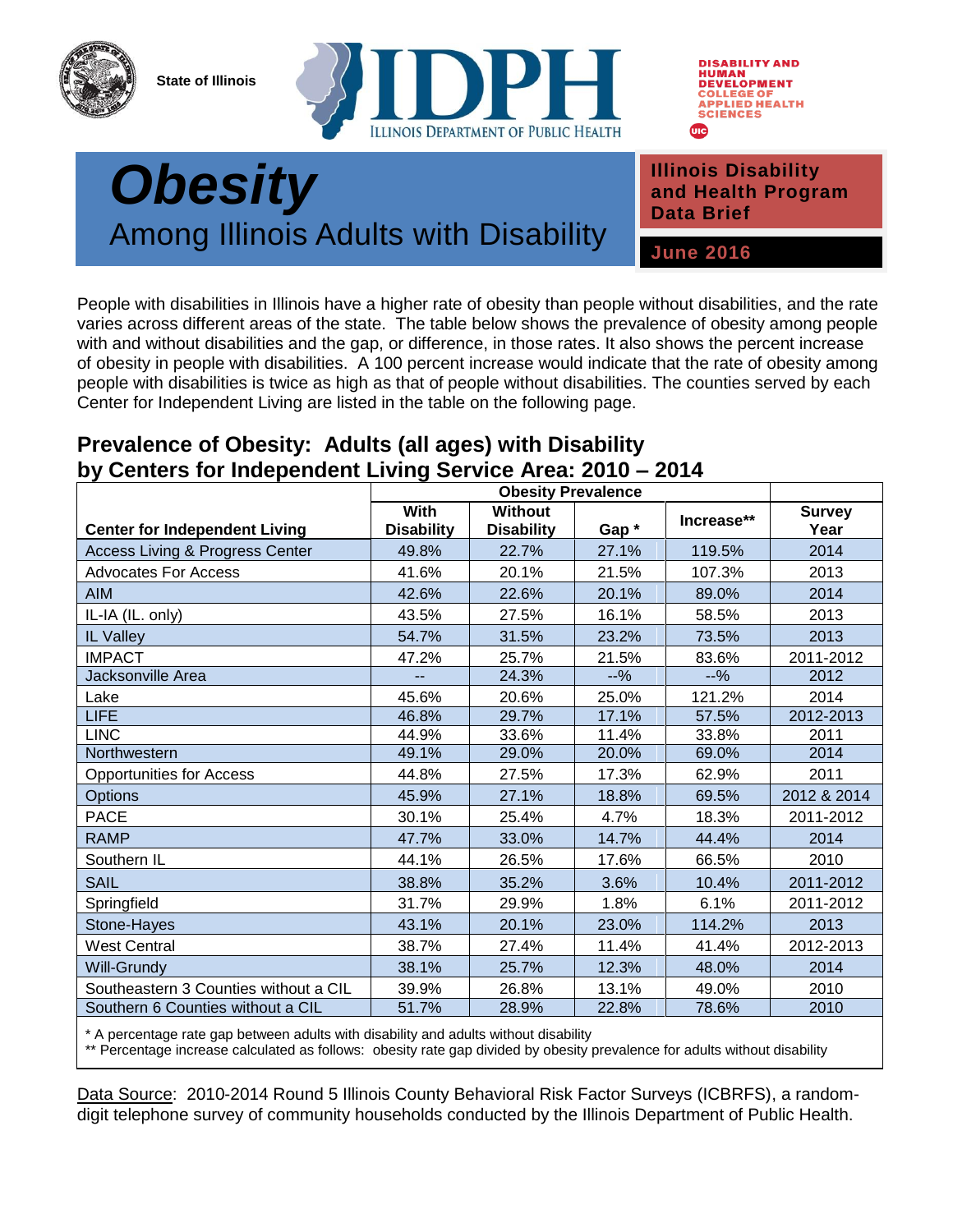State of Illinois

ILLINOIS DEPARTMENT OF PUBLIC HEALTH

DISABILITY AND HUMAN DEVELOPMENT
COLLEGE OF APPLIED HEALTH SCIENCES

# *Obesity*
## Among Illinois Adults with Disability

**Illinois Disability and Health Program Data Brief**

**June 2016**

People with disabilities in Illinois have a higher rate of obesity than people without disabilities, and the rate varies across different areas of the state. The table below shows the prevalence of obesity among people with and without disabilities and the gap, or difference, in those rates. It also shows the percent increase of obesity in people with disabilities. A 100 percent increase would indicate that the rate of obesity among people with disabilities is twice as high as that of people without disabilities. The counties served by each Center for Independent Living are listed in the table on the following page.

### Prevalence of Obesity: Adults (all ages) with Disability by Centers for Independent Living Service Area: 2010 – 2014

| | Obesity Prevalence | | | | |
|---|---|---|---|---|---|
| **Center for Independent Living** | **With Disability** | **Without Disability** | **Gap *** | **Increase**** | **Survey Year** |
| Access Living & Progress Center | 49.8% | 22.7% | 27.1% | 119.5% | 2014 |
| Advocates For Access | 41.6% | 20.1% | 21.5% | 107.3% | 2013 |
| AIM | 42.6% | 22.6% | 20.1% | 89.0% | 2014 |
| IL-IA (IL. only) | 43.5% | 27.5% | 16.1% | 58.5% | 2013 |
| IL Valley | 54.7% | 31.5% | 23.2% | 73.5% | 2013 |
| IMPACT | 47.2% | 25.7% | 21.5% | 83.6% | 2011-2012 |
| Jacksonville Area | -- | 24.3% | --% | --% | 2012 |
| Lake | 45.6% | 20.6% | 25.0% | 121.2% | 2014 |
| LIFE | 46.8% | 29.7% | 17.1% | 57.5% | 2012-2013 |
| LINC | 44.9% | 33.6% | 11.4% | 33.8% | 2011 |
| Northwestern | 49.1% | 29.0% | 20.0% | 69.0% | 2014 |
| Opportunities for Access | 44.8% | 27.5% | 17.3% | 62.9% | 2011 |
| Options | 45.9% | 27.1% | 18.8% | 69.5% | 2012 & 2014 |
| PACE | 30.1% | 25.4% | 4.7% | 18.3% | 2011-2012 |
| RAMP | 47.7% | 33.0% | 14.7% | 44.4% | 2014 |
| Southern IL | 44.1% | 26.5% | 17.6% | 66.5% | 2010 |
| SAIL | 38.8% | 35.2% | 3.6% | 10.4% | 2011-2012 |
| Springfield | 31.7% | 29.9% | 1.8% | 6.1% | 2011-2012 |
| Stone-Hayes | 43.1% | 20.1% | 23.0% | 114.2% | 2013 |
| West Central | 38.7% | 27.4% | 11.4% | 41.4% | 2012-2013 |
| Will-Grundy | 38.1% | 25.7% | 12.3% | 48.0% | 2014 |
| Southeastern 3 Counties without a CIL | 39.9% | 26.8% | 13.1% | 49.0% | 2010 |
| Southern 6 Counties without a CIL | 51.7% | 28.9% | 22.8% | 78.6% | 2010 |

* A percentage rate gap between adults with disability and adults without disability
** Percentage increase calculated as follows: obesity rate gap divided by obesity prevalence for adults without disability

Data Source: 2010-2014 Round 5 Illinois County Behavioral Risk Factor Surveys (ICBRFS), a random-digit telephone survey of community households conducted by the Illinois Department of Public Health.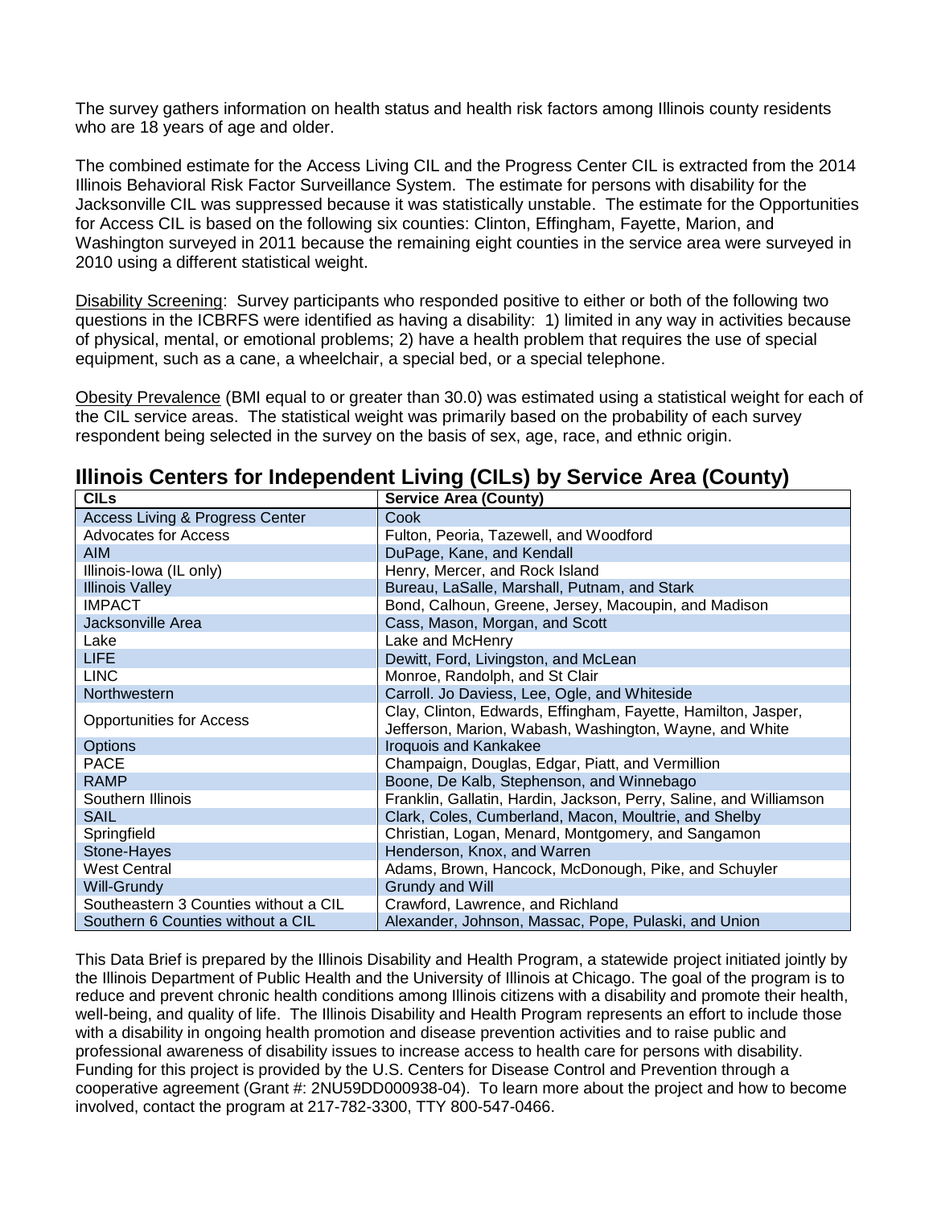The survey gathers information on health status and health risk factors among Illinois county residents who are 18 years of age and older.

The combined estimate for the Access Living CIL and the Progress Center CIL is extracted from the 2014 Illinois Behavioral Risk Factor Surveillance System. The estimate for persons with disability for the Jacksonville CIL was suppressed because it was statistically unstable. The estimate for the Opportunities for Access CIL is based on the following six counties: Clinton, Effingham, Fayette, Marion, and Washington surveyed in 2011 because the remaining eight counties in the service area were surveyed in 2010 using a different statistical weight.

Disability Screening: Survey participants who responded positive to either or both of the following two questions in the ICBRFS were identified as having a disability: 1) limited in any way in activities because of physical, mental, or emotional problems; 2) have a health problem that requires the use of special equipment, such as a cane, a wheelchair, a special bed, or a special telephone.

Obesity Prevalence (BMI equal to or greater than 30.0) was estimated using a statistical weight for each of the CIL service areas. The statistical weight was primarily based on the probability of each survey respondent being selected in the survey on the basis of sex, age, race, and ethnic origin.

## Illinois Centers for Independent Living (CILs) by Service Area (County)

| CILs | Service Area (County) |
|---|---|
| Access Living & Progress Center | Cook |
| Advocates for Access | Fulton, Peoria, Tazewell, and Woodford |
| AIM | DuPage, Kane, and Kendall |
| Illinois-Iowa (IL only) | Henry, Mercer, and Rock Island |
| Illinois Valley | Bureau, LaSalle, Marshall, Putnam, and Stark |
| IMPACT | Bond, Calhoun, Greene, Jersey, Macoupin, and Madison |
| Jacksonville Area | Cass, Mason, Morgan, and Scott |
| Lake | Lake and McHenry |
| LIFE | Dewitt, Ford, Livingston, and McLean |
| LINC | Monroe, Randolph, and St Clair |
| Northwestern | Carroll. Jo Daviess, Lee, Ogle, and Whiteside |
| Opportunities for Access | Clay, Clinton, Edwards, Effingham, Fayette, Hamilton, Jasper, Jefferson, Marion, Wabash, Washington, Wayne, and White |
| Options | Iroquois and Kankakee |
| PACE | Champaign, Douglas, Edgar, Piatt, and Vermillion |
| RAMP | Boone, De Kalb, Stephenson, and Winnebago |
| Southern Illinois | Franklin, Gallatin, Hardin, Jackson, Perry, Saline, and Williamson |
| SAIL | Clark, Coles, Cumberland, Macon, Moultrie, and Shelby |
| Springfield | Christian, Logan, Menard, Montgomery, and Sangamon |
| Stone-Hayes | Henderson, Knox, and Warren |
| West Central | Adams, Brown, Hancock, McDonough, Pike, and Schuyler |
| Will-Grundy | Grundy and Will |
| Southeastern 3 Counties without a CIL | Crawford, Lawrence, and Richland |
| Southern 6 Counties without a CIL | Alexander, Johnson, Massac, Pope, Pulaski, and Union |

This Data Brief is prepared by the Illinois Disability and Health Program, a statewide project initiated jointly by the Illinois Department of Public Health and the University of Illinois at Chicago. The goal of the program is to reduce and prevent chronic health conditions among Illinois citizens with a disability and promote their health, well-being, and quality of life. The Illinois Disability and Health Program represents an effort to include those with a disability in ongoing health promotion and disease prevention activities and to raise public and professional awareness of disability issues to increase access to health care for persons with disability. Funding for this project is provided by the U.S. Centers for Disease Control and Prevention through a cooperative agreement (Grant #: 2NU59DD000938-04). To learn more about the project and how to become involved, contact the program at 217-782-3300, TTY 800-547-0466.